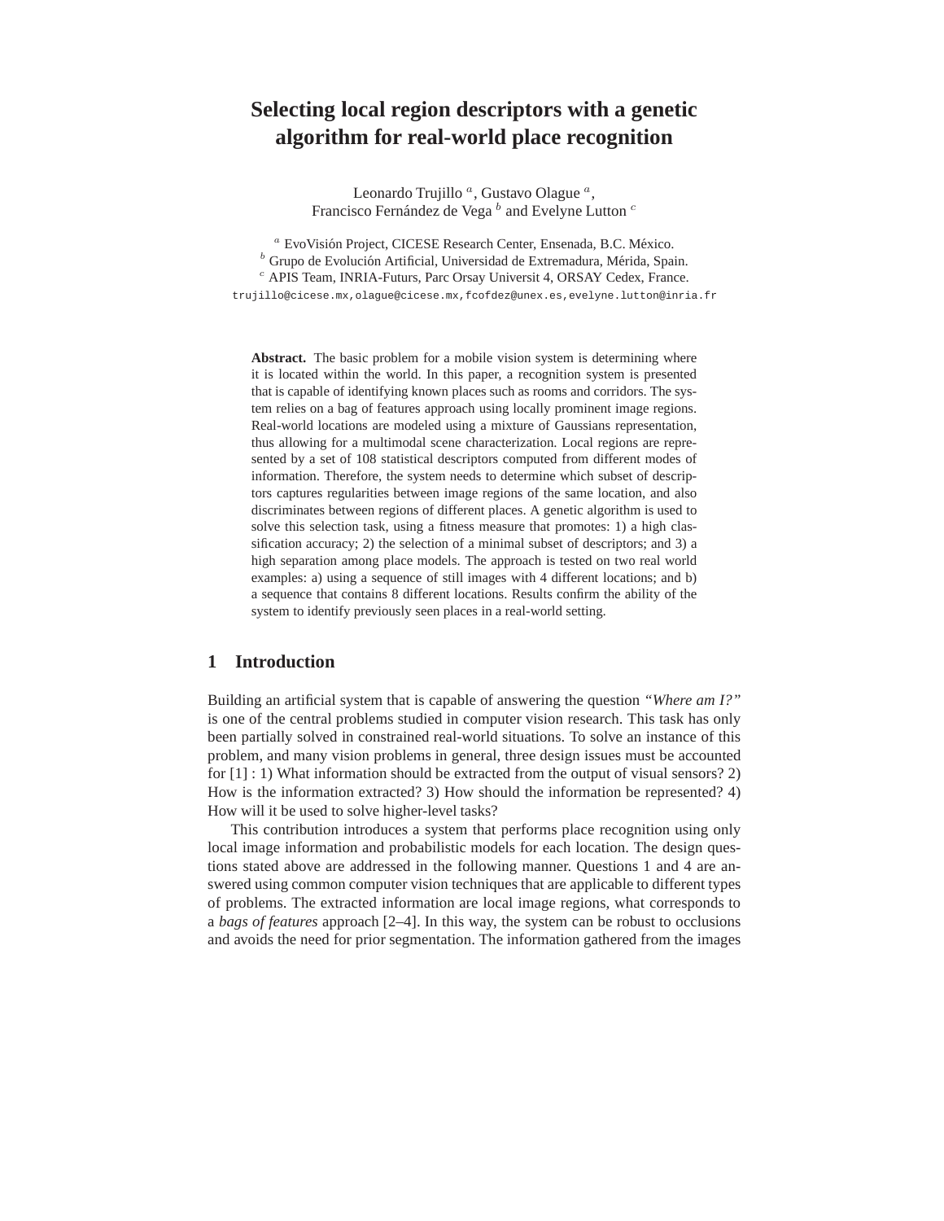# Selecting local region descriptors with a genetic algorithm for real-world place recognition

Leonardo Trujillo [a], Gustavo Olague [a], Francisco Fernández de Vega [b] and Evelyne Lutton [c]

[a] EvoVisión Project, CICESE Research Center, Ensenada, B.C. México.
[b] Grupo de Evolución Artificial, Universidad de Extremadura, Mérida, Spain.
[c] APIS Team, INRIA-Futurs, Parc Orsay Universit 4, ORSAY Cedex, France.

trujillo@cicese.mx,olague@cicese.mx,fcofdez@unex.es,evelyne.lutton@inria.fr

**Abstract.** The basic problem for a mobile vision system is determining where it is located within the world. In this paper, a recognition system is presented that is capable of identifying known places such as rooms and corridors. The system relies on a bag of features approach using locally prominent image regions. Real-world locations are modeled using a mixture of Gaussians representation, thus allowing for a multimodal scene characterization. Local regions are represented by a set of 108 statistical descriptors computed from different modes of information. Therefore, the system needs to determine which subset of descriptors captures regularities between image regions of the same location, and also discriminates between regions of different places. A genetic algorithm is used to solve this selection task, using a fitness measure that promotes: 1) a high classification accuracy; 2) the selection of a minimal subset of descriptors; and 3) a high separation among place models. The approach is tested on two real world examples: a) using a sequence of still images with 4 different locations; and b) a sequence that contains 8 different locations. Results confirm the ability of the system to identify previously seen places in a real-world setting.

## 1 Introduction

Building an artificial system that is capable of answering the question *"Where am I?"* is one of the central problems studied in computer vision research. This task has only been partially solved in constrained real-world situations. To solve an instance of this problem, and many vision problems in general, three design issues must be accounted for [1] : 1) What information should be extracted from the output of visual sensors? 2) How is the information extracted? 3) How should the information be represented? 4) How will it be used to solve higher-level tasks?

This contribution introduces a system that performs place recognition using only local image information and probabilistic models for each location. The design questions stated above are addressed in the following manner. Questions 1 and 4 are answered using common computer vision techniques that are applicable to different types of problems. The extracted information are local image regions, what corresponds to a *bags of features* approach [2–4]. In this way, the system can be robust to occlusions and avoids the need for prior segmentation. The information gathered from the images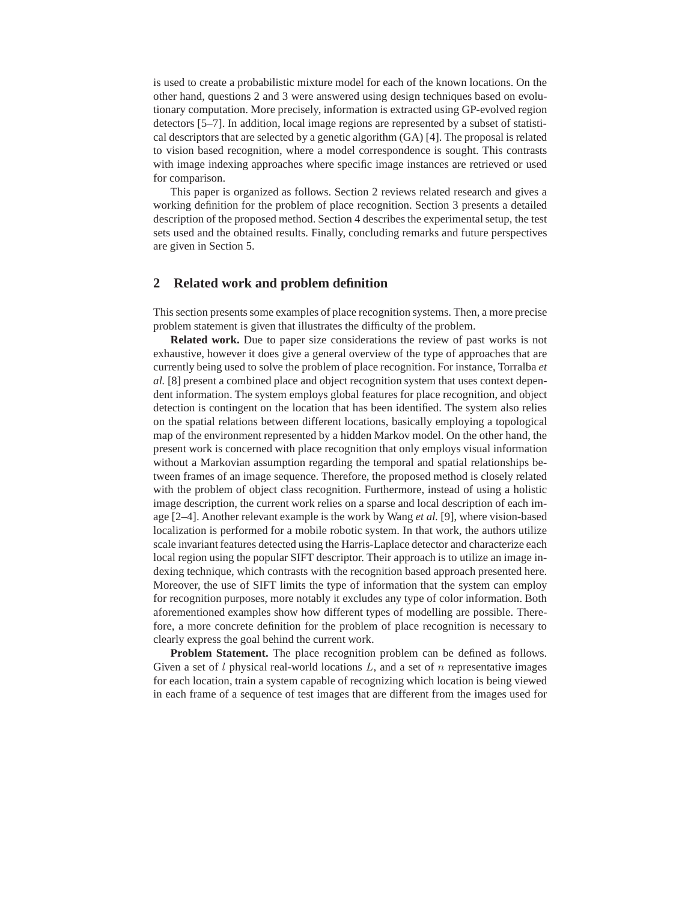is used to create a probabilistic mixture model for each of the known locations. On the other hand, questions 2 and 3 were answered using design techniques based on evolutionary computation. More precisely, information is extracted using GP-evolved region detectors [5–7]. In addition, local image regions are represented by a subset of statistical descriptors that are selected by a genetic algorithm (GA) [4]. The proposal is related to vision based recognition, where a model correspondence is sought. This contrasts with image indexing approaches where specific image instances are retrieved or used for comparison.

This paper is organized as follows. Section 2 reviews related research and gives a working definition for the problem of place recognition. Section 3 presents a detailed description of the proposed method. Section 4 describes the experimental setup, the test sets used and the obtained results. Finally, concluding remarks and future perspectives are given in Section 5.

## 2 Related work and problem definition

This section presents some examples of place recognition systems. Then, a more precise problem statement is given that illustrates the difficulty of the problem.

**Related work.** Due to paper size considerations the review of past works is not exhaustive, however it does give a general overview of the type of approaches that are currently being used to solve the problem of place recognition. For instance, Torralba *et al.* [8] present a combined place and object recognition system that uses context dependent information. The system employs global features for place recognition, and object detection is contingent on the location that has been identified. The system also relies on the spatial relations between different locations, basically employing a topological map of the environment represented by a hidden Markov model. On the other hand, the present work is concerned with place recognition that only employs visual information without a Markovian assumption regarding the temporal and spatial relationships between frames of an image sequence. Therefore, the proposed method is closely related with the problem of object class recognition. Furthermore, instead of using a holistic image description, the current work relies on a sparse and local description of each image [2–4]. Another relevant example is the work by Wang *et al.* [9], where vision-based localization is performed for a mobile robotic system. In that work, the authors utilize scale invariant features detected using the Harris-Laplace detector and characterize each local region using the popular SIFT descriptor. Their approach is to utilize an image indexing technique, which contrasts with the recognition based approach presented here. Moreover, the use of SIFT limits the type of information that the system can employ for recognition purposes, more notably it excludes any type of color information. Both aforementioned examples show how different types of modelling are possible. Therefore, a more concrete definition for the problem of place recognition is necessary to clearly express the goal behind the current work.

**Problem Statement.** The place recognition problem can be defined as follows. Given a set of $l$ physical real-world locations $L$, and a set of $n$ representative images for each location, train a system capable of recognizing which location is being viewed in each frame of a sequence of test images that are different from the images used for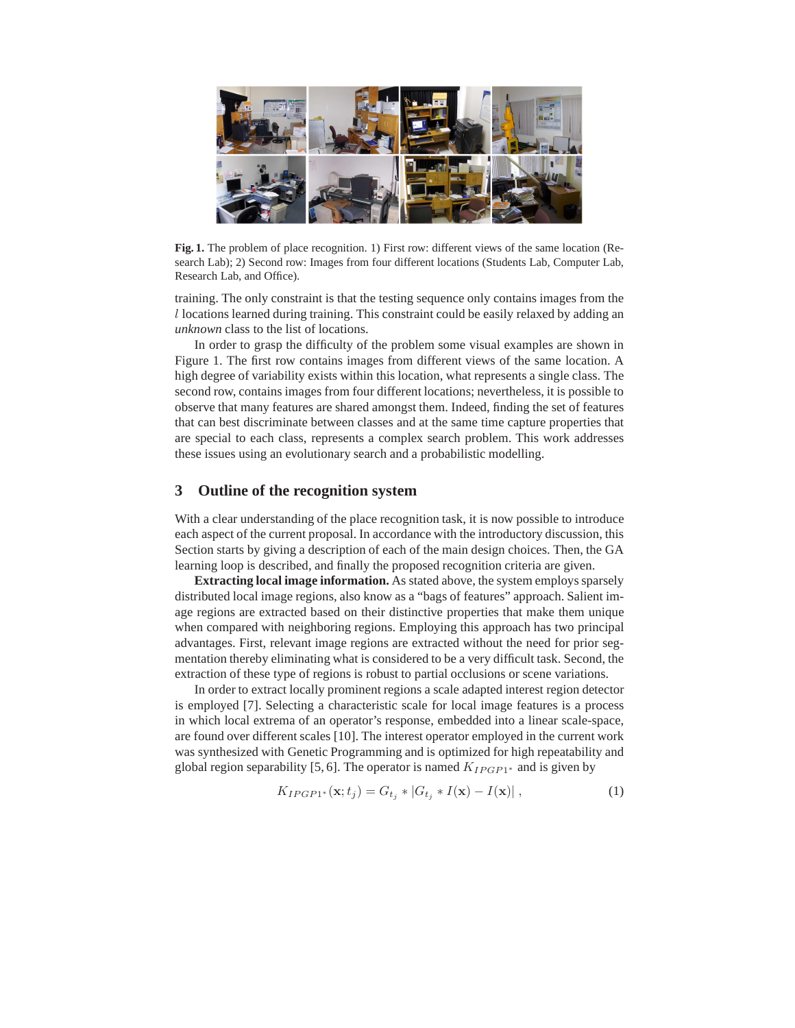**Fig. 1.** The problem of place recognition. 1) First row: different views of the same location (Research Lab); 2) Second row: Images from four different locations (Students Lab, Computer Lab, Research Lab, and Office).

training. The only constraint is that the testing sequence only contains images from the $l$ locations learned during training. This constraint could be easily relaxed by adding an *unknown* class to the list of locations.

In order to grasp the difficulty of the problem some visual examples are shown in Figure 1. The first row contains images from different views of the same location. A high degree of variability exists within this location, what represents a single class. The second row, contains images from four different locations; nevertheless, it is possible to observe that many features are shared amongst them. Indeed, finding the set of features that can best discriminate between classes and at the same time capture properties that are special to each class, represents a complex search problem. This work addresses these issues using an evolutionary search and a probabilistic modelling.

## 3 Outline of the recognition system

With a clear understanding of the place recognition task, it is now possible to introduce each aspect of the current proposal. In accordance with the introductory discussion, this Section starts by giving a description of each of the main design choices. Then, the GA learning loop is described, and finally the proposed recognition criteria are given.

**Extracting local image information.** As stated above, the system employs sparsely distributed local image regions, also know as a "bags of features" approach. Salient image regions are extracted based on their distinctive properties that make them unique when compared with neighboring regions. Employing this approach has two principal advantages. First, relevant image regions are extracted without the need for prior segmentation thereby eliminating what is considered to be a very difficult task. Second, the extraction of these type of regions is robust to partial occlusions or scene variations.

In order to extract locally prominent regions a scale adapted interest region detector is employed [7]. Selecting a characteristic scale for local image features is a process in which local extrema of an operator's response, embedded into a linear scale-space, are found over different scales [10]. The interest operator employed in the current work was synthesized with Genetic Programming and is optimized for high repeatability and global region separability [5, 6]. The operator is named $K_{IPGP1^*}$ and is given by

$$K_{IPGP1^*}(\mathbf{x};t_j) = G_{t_j} * |G_{t_j} * I(\mathbf{x}) - I(\mathbf{x})| \,, \tag{1}$$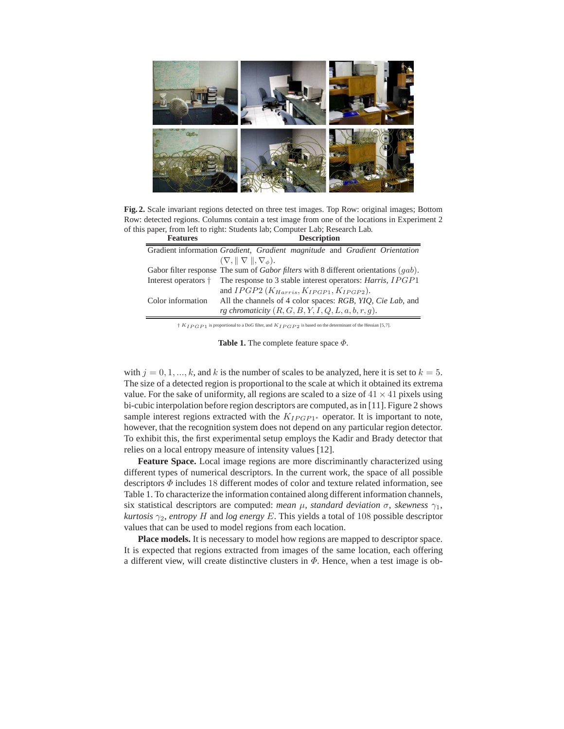**Fig. 2.** Scale invariant regions detected on three test images. Top Row: original images; Bottom Row: detected regions. Columns contain a test image from one of the locations in Experiment 2 of this paper, from left to right: Students lab; Computer Lab; Research Lab.

| Features | Description |
|---|---|
| Gradient information | *Gradient*, *Gradient magnitude* and *Gradient Orientation* $(\nabla, \parallel \nabla \parallel, \nabla_\phi)$. |
| Gabor filter response | The sum of *Gabor filters* with 8 different orientations $(gab)$. |
| Interest operators † | The response to 3 stable interest operators: *Harris*, $IPGP1$ and $IPGP2$ $(K_{Harris}, K_{IPGP1}, K_{IPGP2})$. |
| Color information | All the channels of 4 color spaces: *RGB*, *YIQ*, *Cie Lab*, and *rg chromaticity* $(R, G, B, Y, I, Q, L, a, b, r, g)$. |

† $K_{IPGP1}$ is proportional to a DoG filter, and $K_{IPGP2}$ is based on the determinant of the Hessian [5,7].

**Table 1.** The complete feature space $\Phi$.

with $j = 0, 1, ..., k$, and $k$ is the number of scales to be analyzed, here it is set to $k = 5$. The size of a detected region is proportional to the scale at which it obtained its extrema value. For the sake of uniformity, all regions are scaled to a size of $41 \times 41$ pixels using bi-cubic interpolation before region descriptors are computed, as in [11]. Figure 2 shows sample interest regions extracted with the $K_{IPGP1^*}$ operator. It is important to note, however, that the recognition system does not depend on any particular region detector. To exhibit this, the first experimental setup employs the Kadir and Brady detector that relies on a local entropy measure of intensity values [12].

**Feature Space.** Local image regions are more discriminantly characterized using different types of numerical descriptors. In the current work, the space of all possible descriptors $\Phi$ includes $18$ different modes of color and texture related information, see Table 1. To characterize the information contained along different information channels, six statistical descriptors are computed: *mean* $\mu$, *standard deviation* $\sigma$, *skewness* $\gamma_1$, *kurtosis* $\gamma_2$, *entropy* $H$ and *log energy* $E$. This yields a total of $108$ possible descriptor values that can be used to model regions from each location.

**Place models.** It is necessary to model how regions are mapped to descriptor space. It is expected that regions extracted from images of the same location, each offering a different view, will create distinctive clusters in $\Phi$. Hence, when a test image is ob-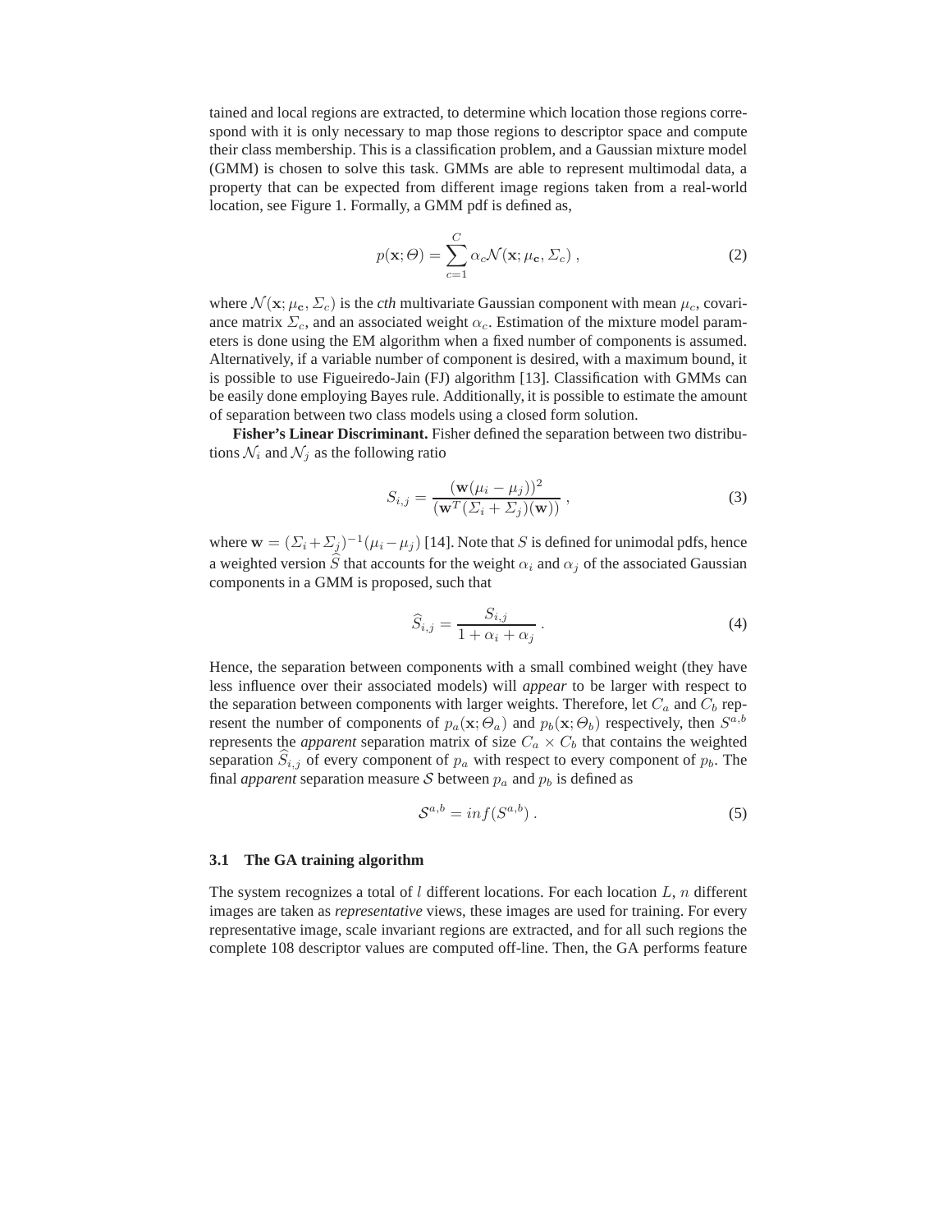tained and local regions are extracted, to determine which location those regions correspond with it is only necessary to map those regions to descriptor space and compute their class membership. This is a classification problem, and a Gaussian mixture model (GMM) is chosen to solve this task. GMMs are able to represent multimodal data, a property that can be expected from different image regions taken from a real-world location, see Figure 1. Formally, a GMM pdf is defined as,

$$p(\mathbf{x}; \Theta) = \sum_{c=1}^{C} \alpha_c \mathcal{N}(\mathbf{x}; \mu_{\mathbf{c}}, \Sigma_c) \ , \tag{2}$$

where $\mathcal{N}(\mathbf{x}; \mu_{\mathbf{c}}, \Sigma_c)$ is the *cth* multivariate Gaussian component with mean $\mu_c$, covariance matrix $\Sigma_c$, and an associated weight $\alpha_c$. Estimation of the mixture model parameters is done using the EM algorithm when a fixed number of components is assumed. Alternatively, if a variable number of component is desired, with a maximum bound, it is possible to use Figueiredo-Jain (FJ) algorithm [13]. Classification with GMMs can be easily done employing Bayes rule. Additionally, it is possible to estimate the amount of separation between two class models using a closed form solution.

**Fisher's Linear Discriminant.** Fisher defined the separation between two distributions $\mathcal{N}_i$ and $\mathcal{N}_j$ as the following ratio

$$S_{i,j} = \frac{(\mathbf{w}(\mu_i - \mu_j))^2}{(\mathbf{w}^T(\Sigma_i + \Sigma_j)(\mathbf{w}))} \ , \tag{3}$$

where $\mathbf{w} = (\Sigma_i + \Sigma_j)^{-1}(\mu_i - \mu_j)$ [14]. Note that $S$ is defined for unimodal pdfs, hence a weighted version $\widehat{S}$ that accounts for the weight $\alpha_i$ and $\alpha_j$ of the associated Gaussian components in a GMM is proposed, such that

$$\widehat{S}_{i,j} = \frac{S_{i,j}}{1 + \alpha_i + \alpha_j} \ . \tag{4}$$

Hence, the separation between components with a small combined weight (they have less influence over their associated models) will *appear* to be larger with respect to the separation between components with larger weights. Therefore, let $C_a$ and $C_b$ represent the number of components of $p_a(\mathbf{x}; \Theta_a)$ and $p_b(\mathbf{x}; \Theta_b)$ respectively, then $S^{a,b}$ represents the *apparent* separation matrix of size $C_a \times C_b$ that contains the weighted separation $\widehat{S}_{i,j}$ of every component of $p_a$ with respect to every component of $p_b$. The final *apparent* separation measure $\mathcal{S}$ between $p_a$ and $p_b$ is defined as

$$\mathcal{S}^{a,b} = inf(S^{a,b}) \ . \tag{5}$$

### 3.1 The GA training algorithm

The system recognizes a total of $l$ different locations. For each location $L$, $n$ different images are taken as *representative* views, these images are used for training. For every representative image, scale invariant regions are extracted, and for all such regions the complete 108 descriptor values are computed off-line. Then, the GA performs feature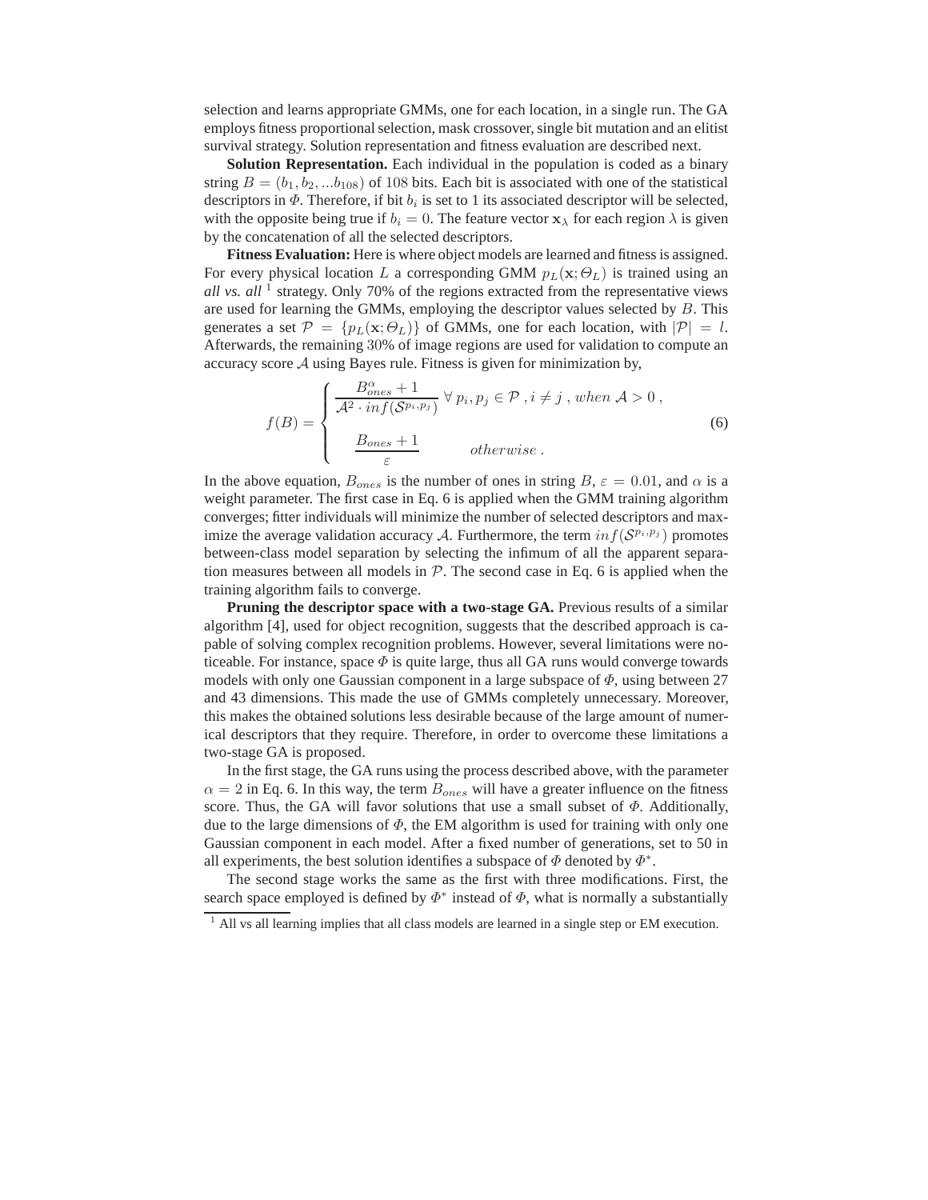selection and learns appropriate GMMs, one for each location, in a single run. The GA employs fitness proportional selection, mask crossover, single bit mutation and an elitist survival strategy. Solution representation and fitness evaluation are described next.

**Solution Representation.** Each individual in the population is coded as a binary string $B = (b_1, b_2, ...b_{108})$ of $108$ bits. Each bit is associated with one of the statistical descriptors in $\Phi$. Therefore, if bit $b_i$ is set to 1 its associated descriptor will be selected, with the opposite being true if $b_i = 0$. The feature vector $\mathbf{x}_\lambda$ for each region $\lambda$ is given by the concatenation of all the selected descriptors.

**Fitness Evaluation:** Here is where object models are learned and fitness is assigned. For every physical location $L$ a corresponding GMM $p_L(\mathbf{x}; \Theta_L)$ is trained using an *all vs. all* [1] strategy. Only 70% of the regions extracted from the representative views are used for learning the GMMs, employing the descriptor values selected by $B$. This generates a set $\mathcal{P} = \{p_L(\mathbf{x}; \Theta_L)\}$ of GMMs, one for each location, with $|\mathcal{P}| = l$. Afterwards, the remaining $30$% of image regions are used for validation to compute an accuracy score $\mathcal{A}$ using Bayes rule. Fitness is given for minimization by,

$$f(B) = \begin{cases} \dfrac{B_{ones}^{\alpha} + 1}{\mathcal{A}^2 \cdot inf(\mathcal{S}^{p_i,p_j})} \;\forall\, p_i, p_j \in \mathcal{P}\;, i \neq j\;, \; when \; \mathcal{A} > 0\;, \\ \\ \dfrac{B_{ones} + 1}{\varepsilon} \qquad\quad otherwise\;. \end{cases} \tag{6}$$

In the above equation, $B_{ones}$ is the number of ones in string $B$, $\varepsilon = 0.01$, and $\alpha$ is a weight parameter. The first case in Eq. 6 is applied when the GMM training algorithm converges; fitter individuals will minimize the number of selected descriptors and maximize the average validation accuracy $\mathcal{A}$. Furthermore, the term $inf(\mathcal{S}^{p_i,p_j})$ promotes between-class model separation by selecting the infimum of all the apparent separation measures between all models in $\mathcal{P}$. The second case in Eq. 6 is applied when the training algorithm fails to converge.

**Pruning the descriptor space with a two-stage GA.** Previous results of a similar algorithm [4], used for object recognition, suggests that the described approach is capable of solving complex recognition problems. However, several limitations were noticeable. For instance, space $\Phi$ is quite large, thus all GA runs would converge towards models with only one Gaussian component in a large subspace of $\Phi$, using between 27 and 43 dimensions. This made the use of GMMs completely unnecessary. Moreover, this makes the obtained solutions less desirable because of the large amount of numerical descriptors that they require. Therefore, in order to overcome these limitations a two-stage GA is proposed.

In the first stage, the GA runs using the process described above, with the parameter $\alpha = 2$ in Eq. 6. In this way, the term $B_{ones}$ will have a greater influence on the fitness score. Thus, the GA will favor solutions that use a small subset of $\Phi$. Additionally, due to the large dimensions of $\Phi$, the EM algorithm is used for training with only one Gaussian component in each model. After a fixed number of generations, set to 50 in all experiments, the best solution identifies a subspace of $\Phi$ denoted by $\Phi^*$.

The second stage works the same as the first with three modifications. First, the search space employed is defined by $\Phi^*$ instead of $\Phi$, what is normally a substantially

[1] All vs all learning implies that all class models are learned in a single step or EM execution.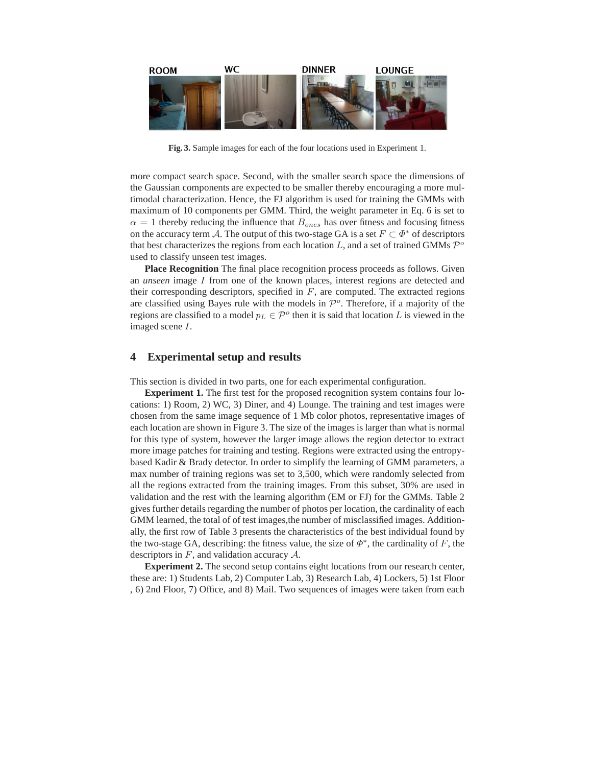Fig. 3. Sample images for each of the four locations used in Experiment 1.

more compact search space. Second, with the smaller search space the dimensions of the Gaussian components are expected to be smaller thereby encouraging a more multimodal characterization. Hence, the FJ algorithm is used for training the GMMs with maximum of 10 components per GMM. Third, the weight parameter in Eq. 6 is set to $\alpha = 1$ thereby reducing the influence that $B_{ones}$ has over fitness and focusing fitness on the accuracy term $\mathcal{A}$. The output of this two-stage GA is a set $F \subset \Phi^*$ of descriptors that best characterizes the regions from each location $L$, and a set of trained GMMs $\mathcal{P}^o$ used to classify unseen test images.

**Place Recognition** The final place recognition process proceeds as follows. Given an *unseen* image $I$ from one of the known places, interest regions are detected and their corresponding descriptors, specified in $F$, are computed. The extracted regions are classified using Bayes rule with the models in $\mathcal{P}^o$. Therefore, if a majority of the regions are classified to a model $p_L \in \mathcal{P}^o$ then it is said that location $L$ is viewed in the imaged scene $I$.

## 4 Experimental setup and results

This section is divided in two parts, one for each experimental configuration.

**Experiment 1.** The first test for the proposed recognition system contains four locations: 1) Room, 2) WC, 3) Diner, and 4) Lounge. The training and test images were chosen from the same image sequence of 1 Mb color photos, representative images of each location are shown in Figure 3. The size of the images is larger than what is normal for this type of system, however the larger image allows the region detector to extract more image patches for training and testing. Regions were extracted using the entropy-based Kadir & Brady detector. In order to simplify the learning of GMM parameters, a max number of training regions was set to 3,500, which were randomly selected from all the regions extracted from the training images. From this subset, 30% are used in validation and the rest with the learning algorithm (EM or FJ) for the GMMs. Table 2 gives further details regarding the number of photos per location, the cardinality of each GMM learned, the total of of test images,the number of misclassified images. Additionally, the first row of Table 3 presents the characteristics of the best individual found by the two-stage GA, describing: the fitness value, the size of $\Phi^*$, the cardinality of $F$, the descriptors in $F$, and validation accuracy $\mathcal{A}$.

**Experiment 2.** The second setup contains eight locations from our research center, these are: 1) Students Lab, 2) Computer Lab, 3) Research Lab, 4) Lockers, 5) 1st Floor , 6) 2nd Floor, 7) Office, and 8) Mail. Two sequences of images were taken from each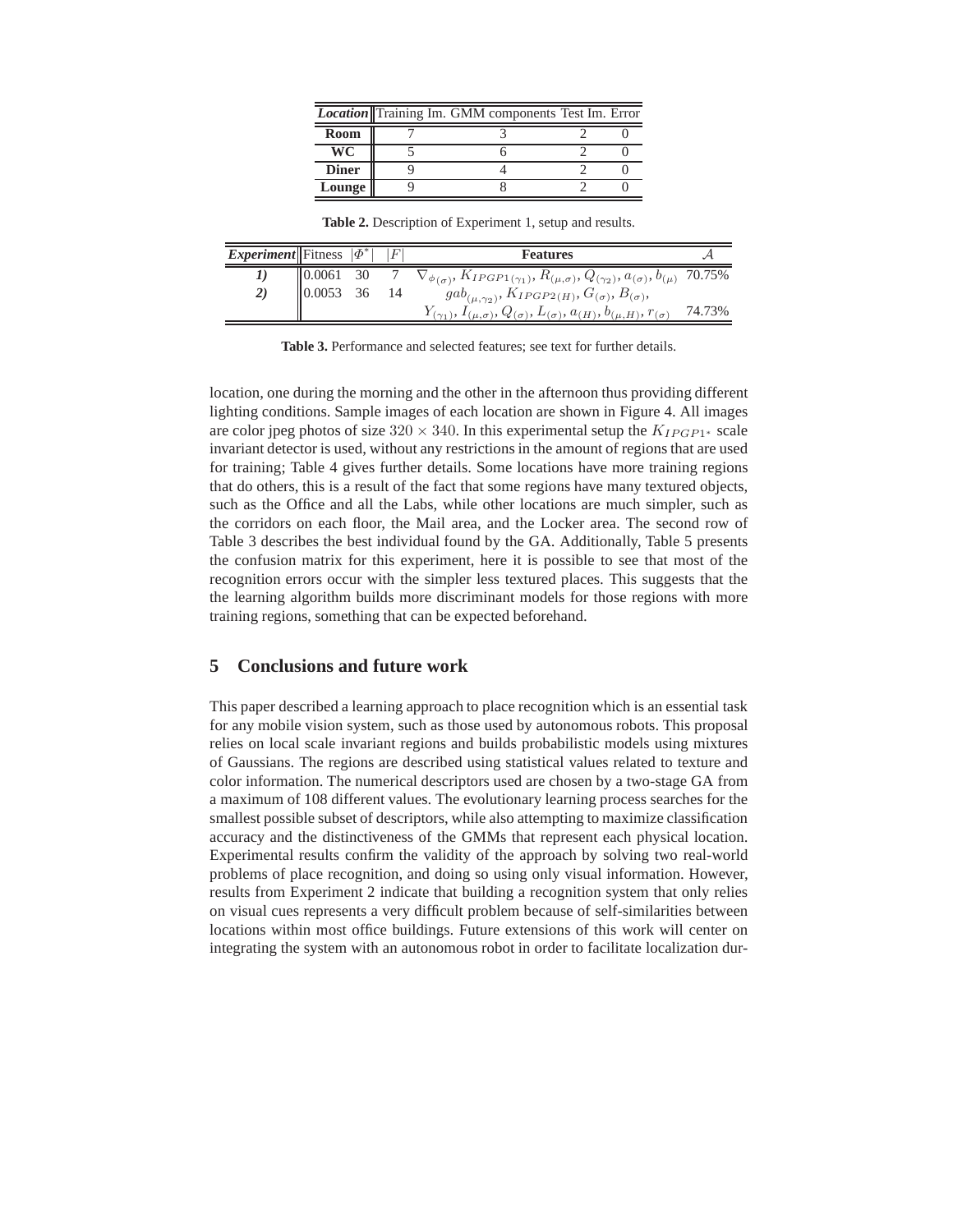| *Location* | Training Im. | GMM components | Test Im. | Error |
|---|---|---|---|---|
| **Room** | 7 | 3 | 2 | 0 |
| **WC** | 5 | 6 | 2 | 0 |
| **Diner** | 9 | 4 | 2 | 0 |
| **Lounge** | 9 | 8 | 2 | 0 |

**Table 2.** Description of Experiment 1, setup and results.

| *Experiment* | Fitness | $\|\Phi^*\|$ | $\|F\|$ | **Features** | $\mathcal{A}$ |
|---|---|---|---|---|---|
| *1)* | 0.0061 | 30 | 7 | $\nabla_{\phi(\sigma)}, K_{IPGP1(\gamma_1)}, R_{(\mu,\sigma)}, Q_{(\gamma_2)}, a_{(\sigma)}, b_{(\mu)}$ | 70.75% |
| *2)* | 0.0053 | 36 | 14 | $gab_{(\mu,\gamma_2)}, K_{IPGP2(H)}, G_{(\sigma)}, B_{(\sigma)},$ $Y_{(\gamma_1)}, I_{(\mu,\sigma)}, Q_{(\sigma)}, L_{(\sigma)}, a_{(H)}, b_{(\mu,H)}, r_{(\sigma)}$ | 74.73% |

**Table 3.** Performance and selected features; see text for further details.

location, one during the morning and the other in the afternoon thus providing different lighting conditions. Sample images of each location are shown in Figure 4. All images are color jpeg photos of size $320 \times 340$. In this experimental setup the $K_{IPGP1^*}$ scale invariant detector is used, without any restrictions in the amount of regions that are used for training; Table 4 gives further details. Some locations have more training regions that do others, this is a result of the fact that some regions have many textured objects, such as the Office and all the Labs, while other locations are much simpler, such as the corridors on each floor, the Mail area, and the Locker area. The second row of Table 3 describes the best individual found by the GA. Additionally, Table 5 presents the confusion matrix for this experiment, here it is possible to see that most of the recognition errors occur with the simpler less textured places. This suggests that the the learning algorithm builds more discriminant models for those regions with more training regions, something that can be expected beforehand.

## 5 Conclusions and future work

This paper described a learning approach to place recognition which is an essential task for any mobile vision system, such as those used by autonomous robots. This proposal relies on local scale invariant regions and builds probabilistic models using mixtures of Gaussians. The regions are described using statistical values related to texture and color information. The numerical descriptors used are chosen by a two-stage GA from a maximum of 108 different values. The evolutionary learning process searches for the smallest possible subset of descriptors, while also attempting to maximize classification accuracy and the distinctiveness of the GMMs that represent each physical location. Experimental results confirm the validity of the approach by solving two real-world problems of place recognition, and doing so using only visual information. However, results from Experiment 2 indicate that building a recognition system that only relies on visual cues represents a very difficult problem because of self-similarities between locations within most office buildings. Future extensions of this work will center on integrating the system with an autonomous robot in order to facilitate localization dur-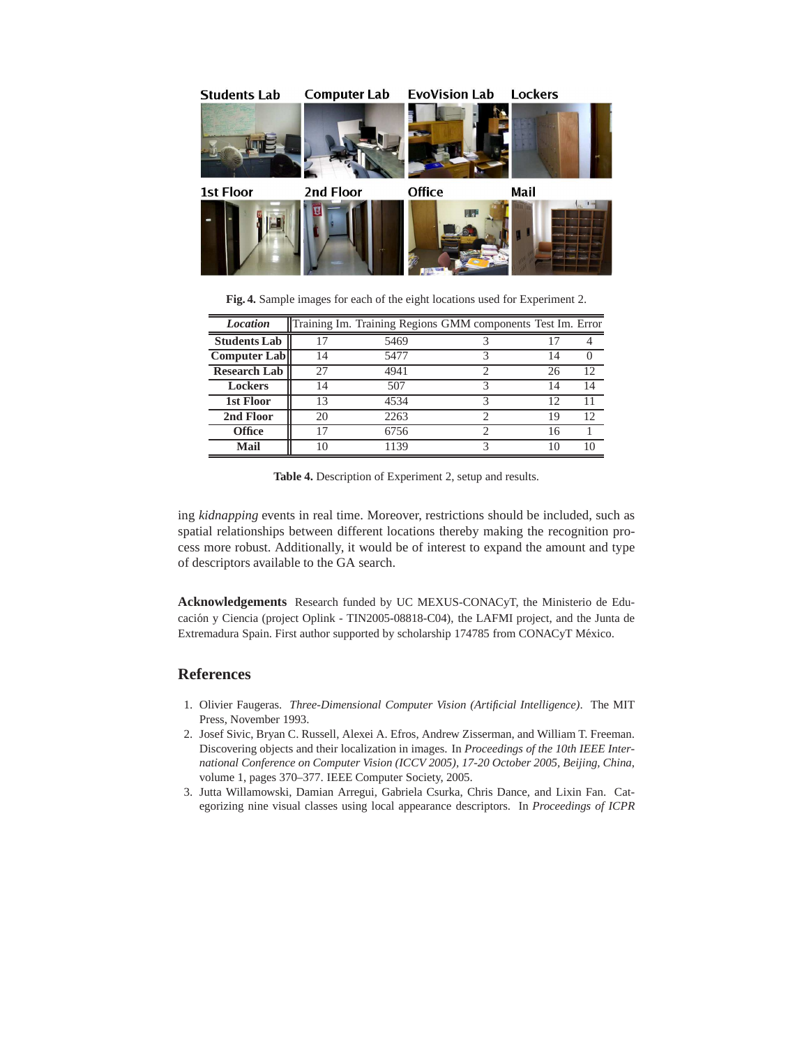**Fig. 4.** Sample images for each of the eight locations used for Experiment 2.

| *Location* | Training Im. | Training Regions | GMM components | Test Im. | Error |
|---|---|---|---|---|---|
| **Students Lab** | 17 | 5469 | 3 | 17 | 4 |
| **Computer Lab** | 14 | 5477 | 3 | 14 | 0 |
| **Research Lab** | 27 | 4941 | 2 | 26 | 12 |
| **Lockers** | 14 | 507 | 3 | 14 | 14 |
| **1st Floor** | 13 | 4534 | 3 | 12 | 11 |
| **2nd Floor** | 20 | 2263 | 2 | 19 | 12 |
| **Office** | 17 | 6756 | 2 | 16 | 1 |
| **Mail** | 10 | 1139 | 3 | 10 | 10 |

**Table 4.** Description of Experiment 2, setup and results.

ing *kidnapping* events in real time. Moreover, restrictions should be included, such as spatial relationships between different locations thereby making the recognition process more robust. Additionally, it would be of interest to expand the amount and type of descriptors available to the GA search.

**Acknowledgements** Research funded by UC MEXUS-CONACyT, the Ministerio de Educación y Ciencia (project Oplink - TIN2005-08818-C04), the LAFMI project, and the Junta de Extremadura Spain. First author supported by scholarship 174785 from CONACyT México.

## References

1. Olivier Faugeras. *Three-Dimensional Computer Vision (Artificial Intelligence)*. The MIT Press, November 1993.
2. Josef Sivic, Bryan C. Russell, Alexei A. Efros, Andrew Zisserman, and William T. Freeman. Discovering objects and their localization in images. In *Proceedings of the 10th IEEE International Conference on Computer Vision (ICCV 2005), 17-20 October 2005, Beijing, China*, volume 1, pages 370–377. IEEE Computer Society, 2005.
3. Jutta Willamowski, Damian Arregui, Gabriela Csurka, Chris Dance, and Lixin Fan. Categorizing nine visual classes using local appearance descriptors. In *Proceedings of ICPR*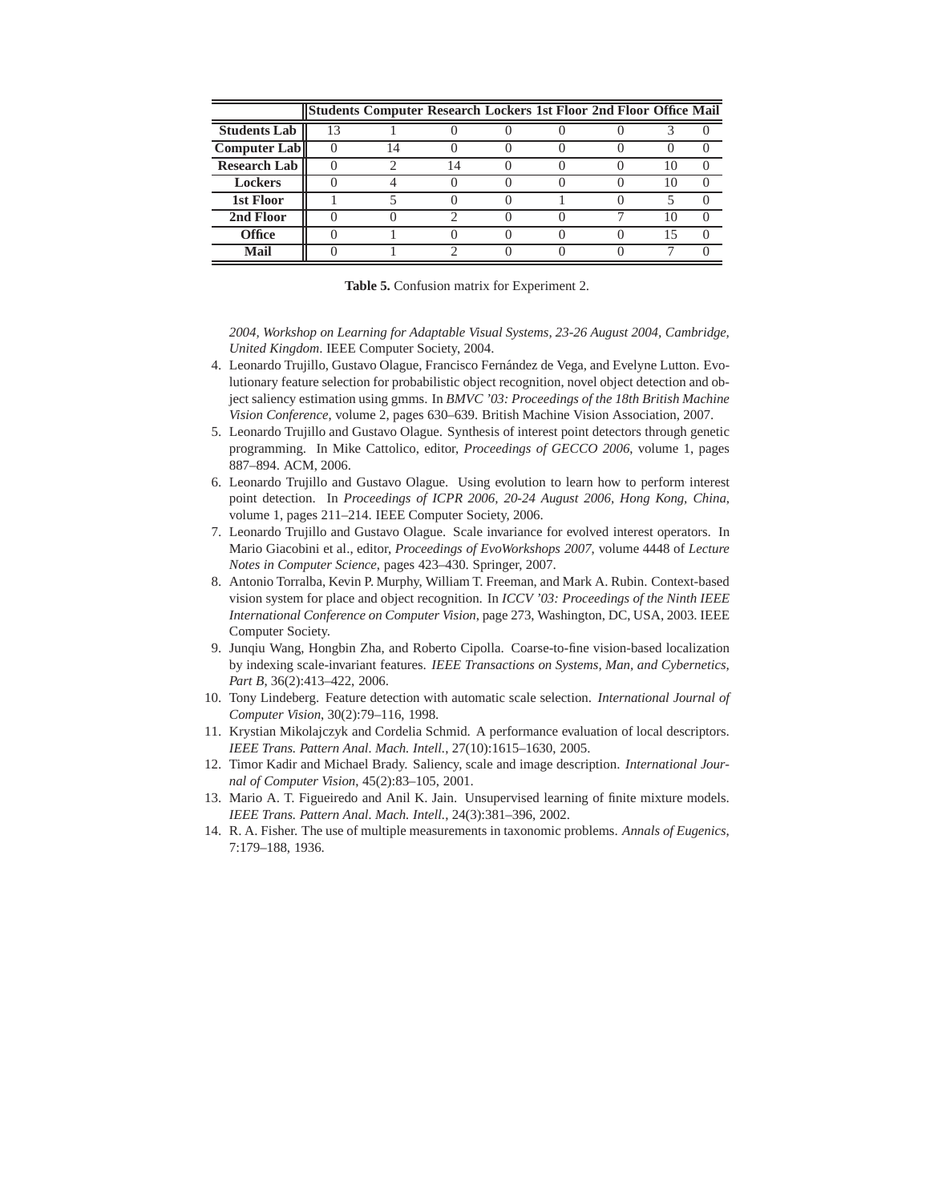| | Students | Computer | Research | Lockers | 1st Floor | 2nd Floor | Office | Mail |
|---|---|---|---|---|---|---|---|---|
| **Students Lab** | 13 | 1 | 0 | 0 | 0 | 0 | 3 | 0 |
| **Computer Lab** | 0 | 14 | 0 | 0 | 0 | 0 | 0 | 0 |
| **Research Lab** | 0 | 2 | 14 | 0 | 0 | 0 | 10 | 0 |
| **Lockers** | 0 | 4 | 0 | 0 | 0 | 0 | 10 | 0 |
| **1st Floor** | 1 | 5 | 0 | 0 | 1 | 0 | 5 | 0 |
| **2nd Floor** | 0 | 0 | 2 | 0 | 0 | 7 | 10 | 0 |
| **Office** | 0 | 1 | 0 | 0 | 0 | 0 | 15 | 0 |
| **Mail** | 0 | 1 | 2 | 0 | 0 | 0 | 7 | 0 |

**Table 5.** Confusion matrix for Experiment 2.

*2004, Workshop on Learning for Adaptable Visual Systems, 23-26 August 2004, Cambridge, United Kingdom*. IEEE Computer Society, 2004.

4. Leonardo Trujillo, Gustavo Olague, Francisco Fernández de Vega, and Evelyne Lutton. Evolutionary feature selection for probabilistic object recognition, novel object detection and object saliency estimation using gmms. In *BMVC '03: Proceedings of the 18th British Machine Vision Conference*, volume 2, pages 630–639. British Machine Vision Association, 2007.
5. Leonardo Trujillo and Gustavo Olague. Synthesis of interest point detectors through genetic programming. In Mike Cattolico, editor, *Proceedings of GECCO 2006*, volume 1, pages 887–894. ACM, 2006.
6. Leonardo Trujillo and Gustavo Olague. Using evolution to learn how to perform interest point detection. In *Proceedings of ICPR 2006, 20-24 August 2006, Hong Kong, China*, volume 1, pages 211–214. IEEE Computer Society, 2006.
7. Leonardo Trujillo and Gustavo Olague. Scale invariance for evolved interest operators. In Mario Giacobini et al., editor, *Proceedings of EvoWorkshops 2007*, volume 4448 of *Lecture Notes in Computer Science*, pages 423–430. Springer, 2007.
8. Antonio Torralba, Kevin P. Murphy, William T. Freeman, and Mark A. Rubin. Context-based vision system for place and object recognition. In *ICCV '03: Proceedings of the Ninth IEEE International Conference on Computer Vision*, page 273, Washington, DC, USA, 2003. IEEE Computer Society.
9. Junqiu Wang, Hongbin Zha, and Roberto Cipolla. Coarse-to-fine vision-based localization by indexing scale-invariant features. *IEEE Transactions on Systems, Man, and Cybernetics, Part B*, 36(2):413–422, 2006.
10. Tony Lindeberg. Feature detection with automatic scale selection. *International Journal of Computer Vision*, 30(2):79–116, 1998.
11. Krystian Mikolajczyk and Cordelia Schmid. A performance evaluation of local descriptors. *IEEE Trans. Pattern Anal. Mach. Intell.*, 27(10):1615–1630, 2005.
12. Timor Kadir and Michael Brady. Saliency, scale and image description. *International Journal of Computer Vision*, 45(2):83–105, 2001.
13. Mario A. T. Figueiredo and Anil K. Jain. Unsupervised learning of finite mixture models. *IEEE Trans. Pattern Anal. Mach. Intell.*, 24(3):381–396, 2002.
14. R. A. Fisher. The use of multiple measurements in taxonomic problems. *Annals of Eugenics*, 7:179–188, 1936.